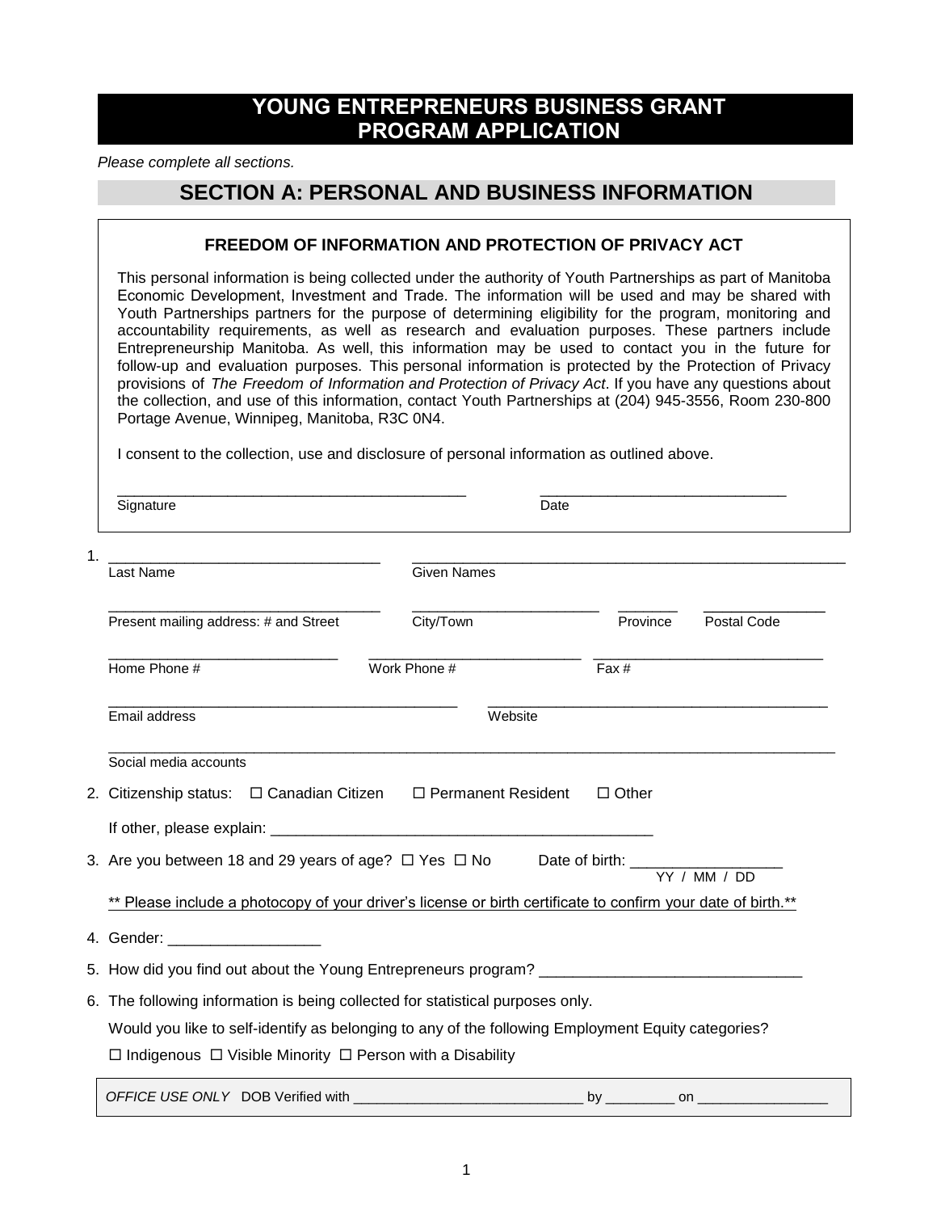# YOUNG ENTREPRENEURS BUSINESS GRANT PROGRAM APPLICATION

*Please complete all sections.*

## SECTION A: PERSONAL AND BUSINESS INFORMATION

### FREEDOM OF INFORMATION AND PROTECTION OF PRIVACY ACT

This personal information is being collected under the authority of Youth Partnerships as part of Manitoba Economic Development, Investment and Trade. The information will be used and may be shared with Youth Partnerships partners for the purpose of determining eligibility for the program, monitoring and accountability requirements, as well as research and evaluation purposes. These partners include Entrepreneurship Manitoba. As well, this information may be used to contact you in the future for follow-up and evaluation purposes. This personal information is protected by the Protection of Privacy provisions of *The Freedom of Information and Protection of Privacy Act*. If you have any questions about the collection, and use of this information, contact Youth Partnerships at (204) 945-3556, Room 230-800 Portage Avenue, Winnipeg, Manitoba, R3C 0N4.

I consent to the collection, use and disclosure of personal information as outlined above.

_________________________________________ &nbsp;&nbsp;&nbsp; _____________________________
Signature &nbsp;&nbsp;&nbsp; Date

1. _________________________________ &nbsp; _____________________________________________________
Last Name &nbsp;&nbsp;&nbsp; Given Names

_________________________________ &nbsp; _______________________ &nbsp; ________ &nbsp; _______________
Present mailing address: # and Street &nbsp;&nbsp;&nbsp; City/Town &nbsp;&nbsp;&nbsp; Province &nbsp;&nbsp;&nbsp; Postal Code

____________________________ &nbsp; __________________________ &nbsp; ____________________________
Home Phone # &nbsp;&nbsp;&nbsp; Work Phone # &nbsp;&nbsp;&nbsp; Fax #

__________________________________________ &nbsp; __________________________________________
Email address &nbsp;&nbsp;&nbsp; Website

__________________________________________________________________________________________
Social media accounts

2. Citizenship status: ☐ Canadian Citizen ☐ Permanent Resident ☐ Other

   If other, please explain: ______________________________________________

3. Are you between 18 and 29 years of age? ☐ Yes ☐ No &nbsp;&nbsp;&nbsp; Date of birth: __________________
   YY / MM / DD

   ** Please include a photocopy of your driver's license or birth certificate to confirm your date of birth.**

4. Gender: __________________

5. How did you find out about the Young Entrepreneurs program? _______________________________

6. The following information is being collected for statistical purposes only.

   Would you like to self-identify as belonging to any of the following Employment Equity categories?

   ☐ Indigenous ☐ Visible Minority ☐ Person with a Disability

*OFFICE USE ONLY* DOB Verified with ____________________________ by _________ on ________________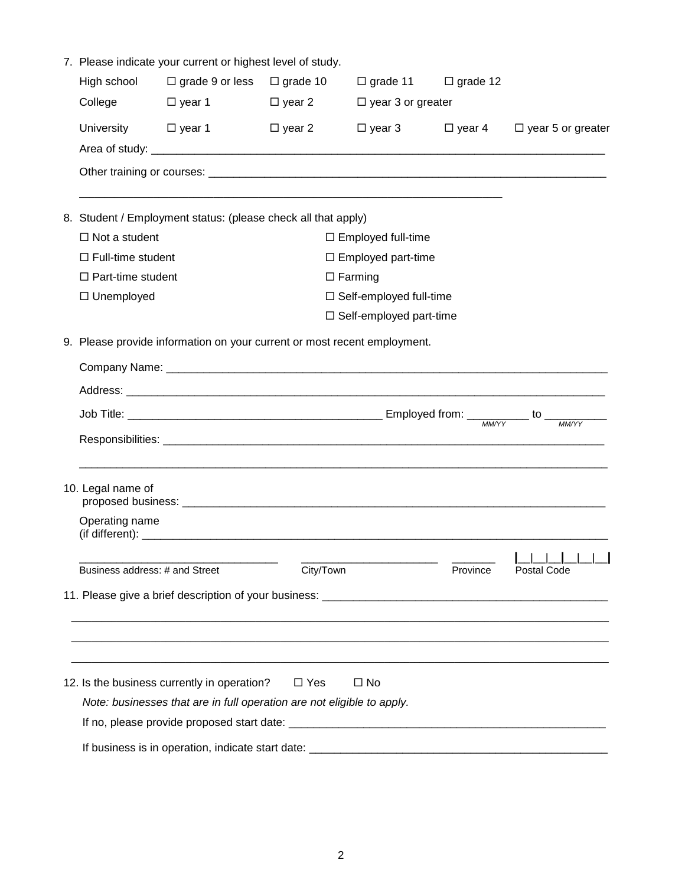7. Please indicate your current or highest level of study.

| | | | | | |
|---|---|---|---|---|---|
| High school | ☐ grade 9 or less | ☐ grade 10 | ☐ grade 11 | ☐ grade 12 | |
| College | ☐ year 1 | ☐ year 2 | ☐ year 3 or greater | | |
| University | ☐ year 1 | ☐ year 2 | ☐ year 3 | ☐ year 4 | ☐ year 5 or greater |

   Area of study: ______________________________________________________________________________

   Other training or courses: ______________________________________________________________________

   ______________________________________________________________________

8. Student / Employment status: (please check all that apply)

| | |
|---|---|
| ☐ Not a student | ☐ Employed full-time |
| ☐ Full-time student | ☐ Employed part-time |
| ☐ Part-time student | ☐ Farming |
| ☐ Unemployed | ☐ Self-employed full-time |
| | ☐ Self-employed part-time |

9. Please provide information on your current or most recent employment.

   Company Name: ______________________________________________________________________________

   Address: __________________________________________________________________________________

   Job Title: _________________________________________ Employed from: __________ to __________
   
   (MM/YY) (MM/YY)

   Responsibilities: ____________________________________________________________________________

   ________________________________________________________________________________________

10. Legal name of proposed business: ______________________________________________________________________

    Operating name (if different): ______________________________________________________________________________

    ________________________________ ______________________ _______ |__|__|__|__|__|__|

    Business address: # and Street City/Town Province Postal Code

11. Please give a brief description of your business: _______________________________________________

    ________________________________________________________________________________________

    ________________________________________________________________________________________

    ________________________________________________________________________________________

12. Is the business currently in operation? ☐ Yes ☐ No

    *Note: businesses that are in full operation are not eligible to apply.*

    If no, please provide proposed start date: ____________________________________________________

    If business is in operation, indicate start date: _________________________________________________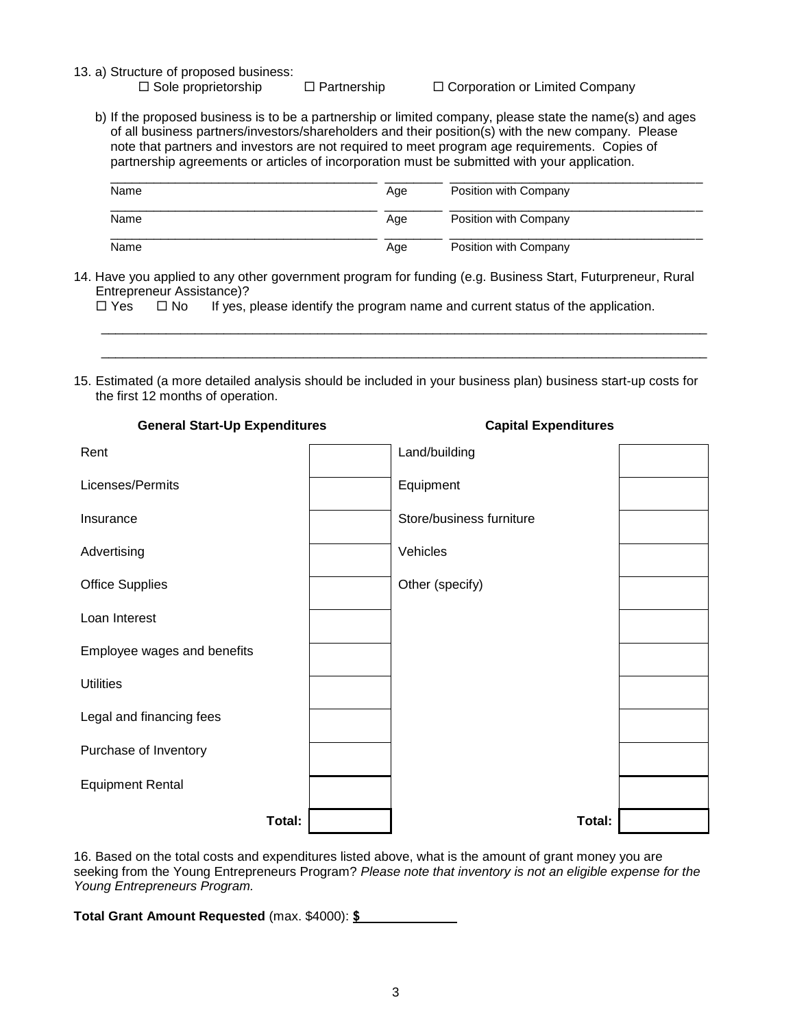13. a) Structure of proposed business:

☐ Sole proprietorship ☐ Partnership ☐ Corporation or Limited Company

b) If the proposed business is to be a partnership or limited company, please state the name(s) and ages of all business partners/investors/shareholders and their position(s) with the new company. Please note that partners and investors are not required to meet program age requirements. Copies of partnership agreements or articles of incorporation must be submitted with your application.

| Name | Age | Position with Company |
|---|---|---|
| | | |
| | | |
| | | |

14. Have you applied to any other government program for funding (e.g. Business Start, Futurpreneur, Rural Entrepreneur Assistance)?

☐ Yes ☐ No If yes, please identify the program name and current status of the application.

_______________________________________________________________________________________

_______________________________________________________________________________________

15. Estimated (a more detailed analysis should be included in your business plan) business start-up costs for the first 12 months of operation.

| General Start-Up Expenditures | | Capital Expenditures | |
|---|---|---|---|
| Rent | | Land/building | |
| Licenses/Permits | | Equipment | |
| Insurance | | Store/business furniture | |
| Advertising | | Vehicles | |
| Office Supplies | | Other (specify) | |
| Loan Interest | | | |
| Employee wages and benefits | | | |
| Utilities | | | |
| Legal and financing fees | | | |
| Purchase of Inventory | | | |
| Equipment Rental | | | |
| **Total:** | | **Total:** | |

16. Based on the total costs and expenditures listed above, what is the amount of grant money you are seeking from the Young Entrepreneurs Program? *Please note that inventory is not an eligible expense for the Young Entrepreneurs Program.*

**Total Grant Amount Requested** (max. $4000): **$**_____________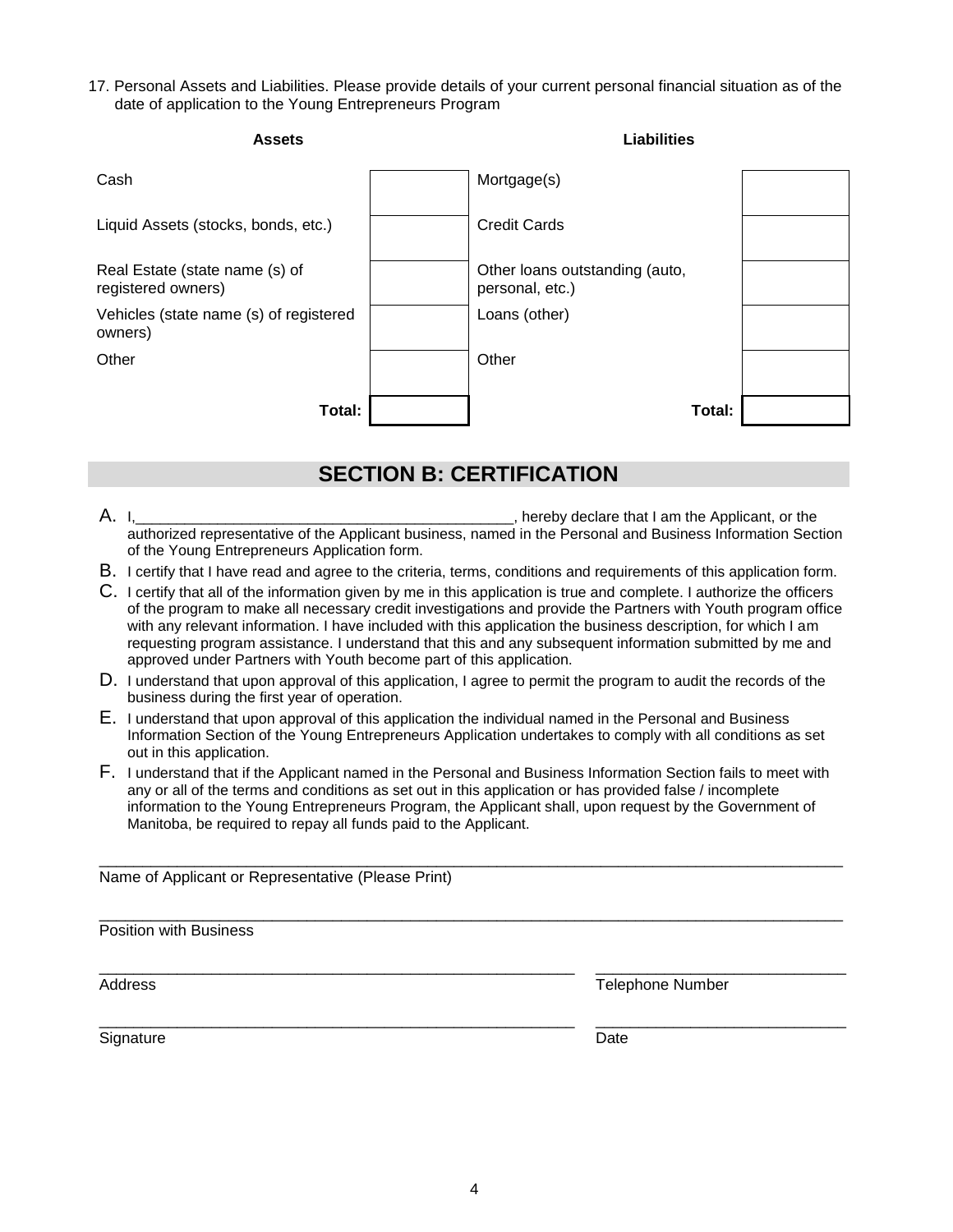17. Personal Assets and Liabilities. Please provide details of your current personal financial situation as of the date of application to the Young Entrepreneurs Program

| Assets | | Liabilities | |
|---|---|---|---|
| Cash | | Mortgage(s) | |
| Liquid Assets (stocks, bonds, etc.) | | Credit Cards | |
| Real Estate (state name (s) of registered owners) | | Other loans outstanding (auto, personal, etc.) | |
| Vehicles (state name (s) of registered owners) | | Loans (other) | |
| Other | | Other | |
| **Total:** | | **Total:** | |

## SECTION B: CERTIFICATION

A. I,_______________________________________________, hereby declare that I am the Applicant, or the authorized representative of the Applicant business, named in the Personal and Business Information Section of the Young Entrepreneurs Application form.

B. I certify that I have read and agree to the criteria, terms, conditions and requirements of this application form.

C. I certify that all of the information given by me in this application is true and complete. I authorize the officers of the program to make all necessary credit investigations and provide the Partners with Youth program office with any relevant information. I have included with this application the business description, for which I am requesting program assistance. I understand that this and any subsequent information submitted by me and approved under Partners with Youth become part of this application.

D. I understand that upon approval of this application, I agree to permit the program to audit the records of the business during the first year of operation.

E. I understand that upon approval of this application the individual named in the Personal and Business Information Section of the Young Entrepreneurs Application undertakes to comply with all conditions as set out in this application.

F. I understand that if the Applicant named in the Personal and Business Information Section fails to meet with any or all of the terms and conditions as set out in this application or has provided false / incomplete information to the Young Entrepreneurs Program, the Applicant shall, upon request by the Government of Manitoba, be required to repay all funds paid to the Applicant.

_______________________________________________________________________________
Name of Applicant or Representative (Please Print)

_______________________________________________________________________________
Position with Business

__________________________________________________ __________________________
Address Telephone Number

__________________________________________________ __________________________
Signature Date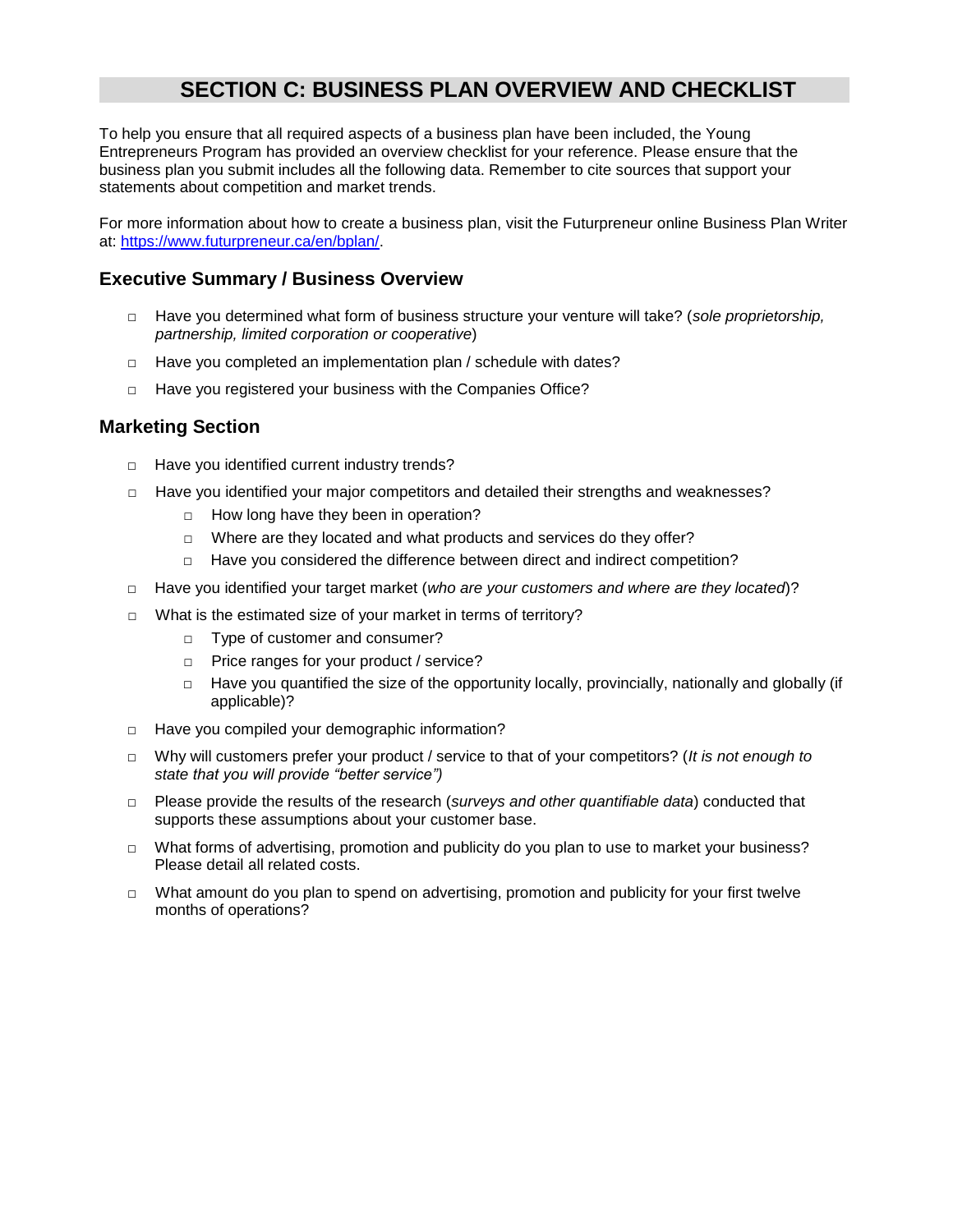# SECTION C: BUSINESS PLAN OVERVIEW AND CHECKLIST

To help you ensure that all required aspects of a business plan have been included, the Young Entrepreneurs Program has provided an overview checklist for your reference. Please ensure that the business plan you submit includes all the following data. Remember to cite sources that support your statements about competition and market trends.

For more information about how to create a business plan, visit the Futurpreneur online Business Plan Writer at: [https://www.futurpreneur.ca/en/bplan/](https://www.futurpreneur.ca/en/bplan/).

## Executive Summary / Business Overview

- ☐ Have you determined what form of business structure your venture will take? (*sole proprietorship, partnership, limited corporation or cooperative*)
- ☐ Have you completed an implementation plan / schedule with dates?
- ☐ Have you registered your business with the Companies Office?

## Marketing Section

- ☐ Have you identified current industry trends?
- ☐ Have you identified your major competitors and detailed their strengths and weaknesses?
  - ☐ How long have they been in operation?
  - ☐ Where are they located and what products and services do they offer?
  - ☐ Have you considered the difference between direct and indirect competition?
- ☐ Have you identified your target market (*who are your customers and where are they located*)?
- ☐ What is the estimated size of your market in terms of territory?
  - ☐ Type of customer and consumer?
  - ☐ Price ranges for your product / service?
  - ☐ Have you quantified the size of the opportunity locally, provincially, nationally and globally (if applicable)?
- ☐ Have you compiled your demographic information?
- ☐ Why will customers prefer your product / service to that of your competitors? (*It is not enough to state that you will provide "better service")*
- ☐ Please provide the results of the research (*surveys and other quantifiable data*) conducted that supports these assumptions about your customer base.
- ☐ What forms of advertising, promotion and publicity do you plan to use to market your business? Please detail all related costs.
- ☐ What amount do you plan to spend on advertising, promotion and publicity for your first twelve months of operations?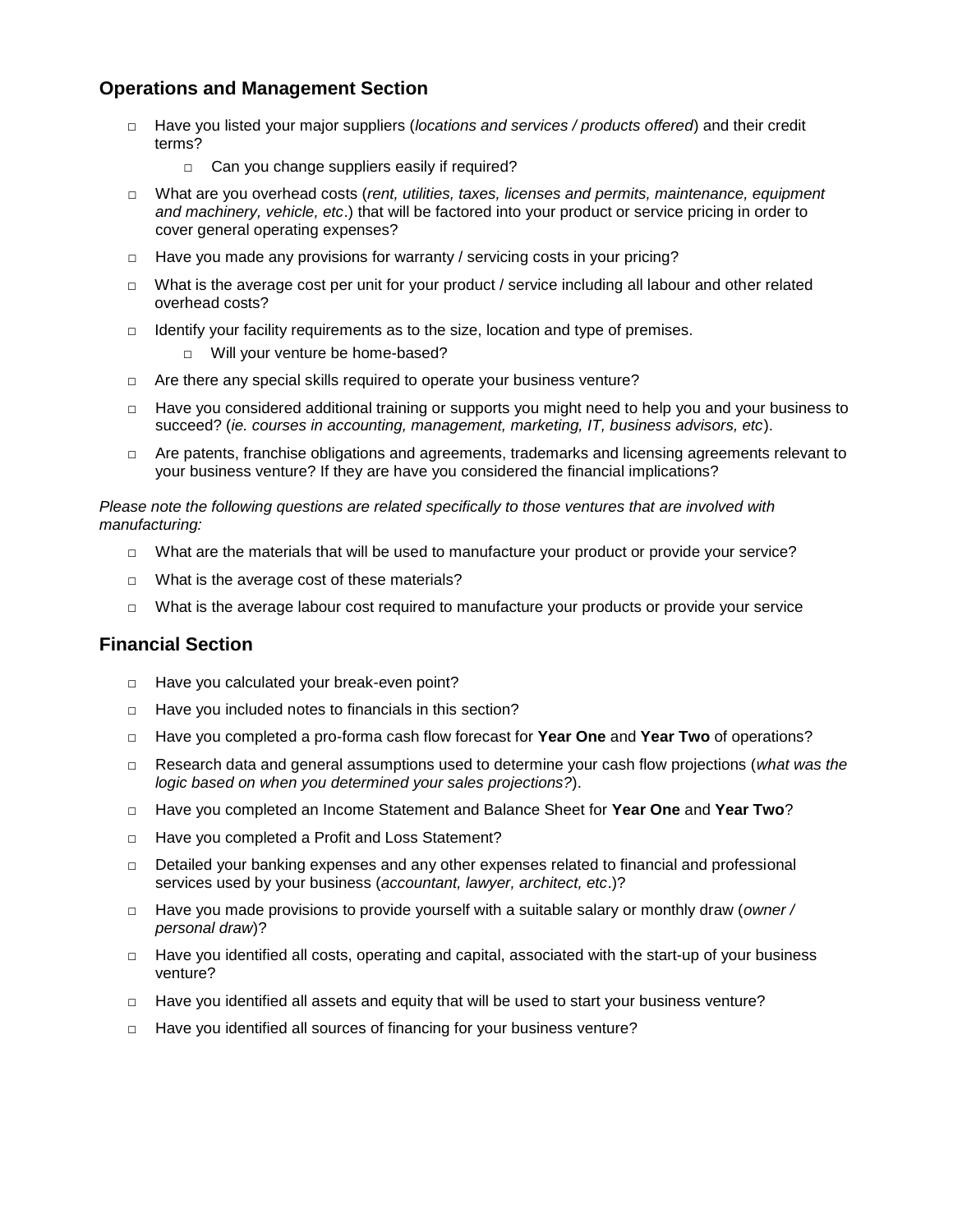## Operations and Management Section

- □ Have you listed your major suppliers (*locations and services / products offered*) and their credit terms?
    - □ Can you change suppliers easily if required?
- □ What are you overhead costs (*rent, utilities, taxes, licenses and permits, maintenance, equipment and machinery, vehicle, etc*.) that will be factored into your product or service pricing in order to cover general operating expenses?
- □ Have you made any provisions for warranty / servicing costs in your pricing?
- □ What is the average cost per unit for your product / service including all labour and other related overhead costs?
- □ Identify your facility requirements as to the size, location and type of premises.
    - □ Will your venture be home-based?
- □ Are there any special skills required to operate your business venture?
- □ Have you considered additional training or supports you might need to help you and your business to succeed? (*ie. courses in accounting, management, marketing, IT, business advisors, etc*).
- □ Are patents, franchise obligations and agreements, trademarks and licensing agreements relevant to your business venture? If they are have you considered the financial implications?

*Please note the following questions are related specifically to those ventures that are involved with manufacturing:*

- □ What are the materials that will be used to manufacture your product or provide your service?
- □ What is the average cost of these materials?
- □ What is the average labour cost required to manufacture your products or provide your service

## Financial Section

- □ Have you calculated your break-even point?
- □ Have you included notes to financials in this section?
- □ Have you completed a pro-forma cash flow forecast for **Year One** and **Year Two** of operations?
- □ Research data and general assumptions used to determine your cash flow projections (*what was the logic based on when you determined your sales projections?*).
- □ Have you completed an Income Statement and Balance Sheet for **Year One** and **Year Two**?
- □ Have you completed a Profit and Loss Statement?
- □ Detailed your banking expenses and any other expenses related to financial and professional services used by your business (*accountant, lawyer, architect, etc*.)?
- □ Have you made provisions to provide yourself with a suitable salary or monthly draw (*owner / personal draw*)?
- □ Have you identified all costs, operating and capital, associated with the start-up of your business venture?
- □ Have you identified all assets and equity that will be used to start your business venture?
- □ Have you identified all sources of financing for your business venture?